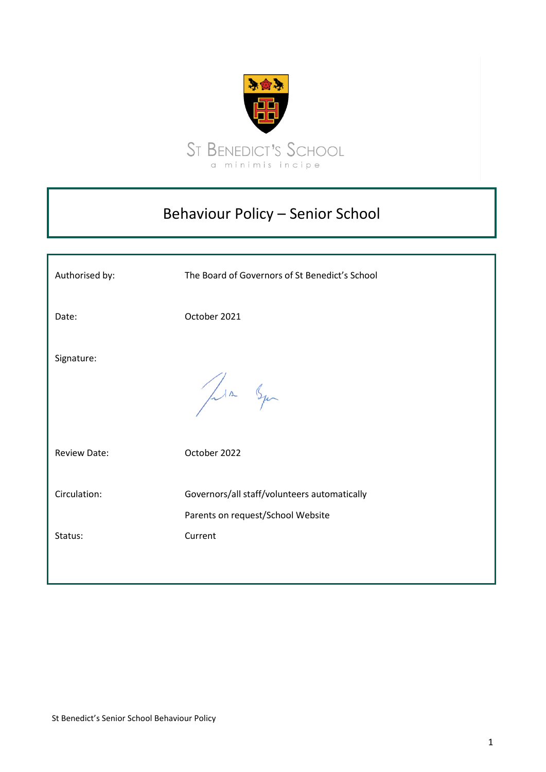St Benedict's School

a minimis incipe

# Behaviour Policy – Senior School

| | |
|---|---|
| Authorised by: | The Board of Governors of St Benedict's School |
| Date: | October 2021 |
| Signature: | |
| Review Date: | October 2022 |
| Circulation: | Governors/all staff/volunteers automatically<br>Parents on request/School Website |
| Status: | Current |

St Benedict's Senior School Behaviour Policy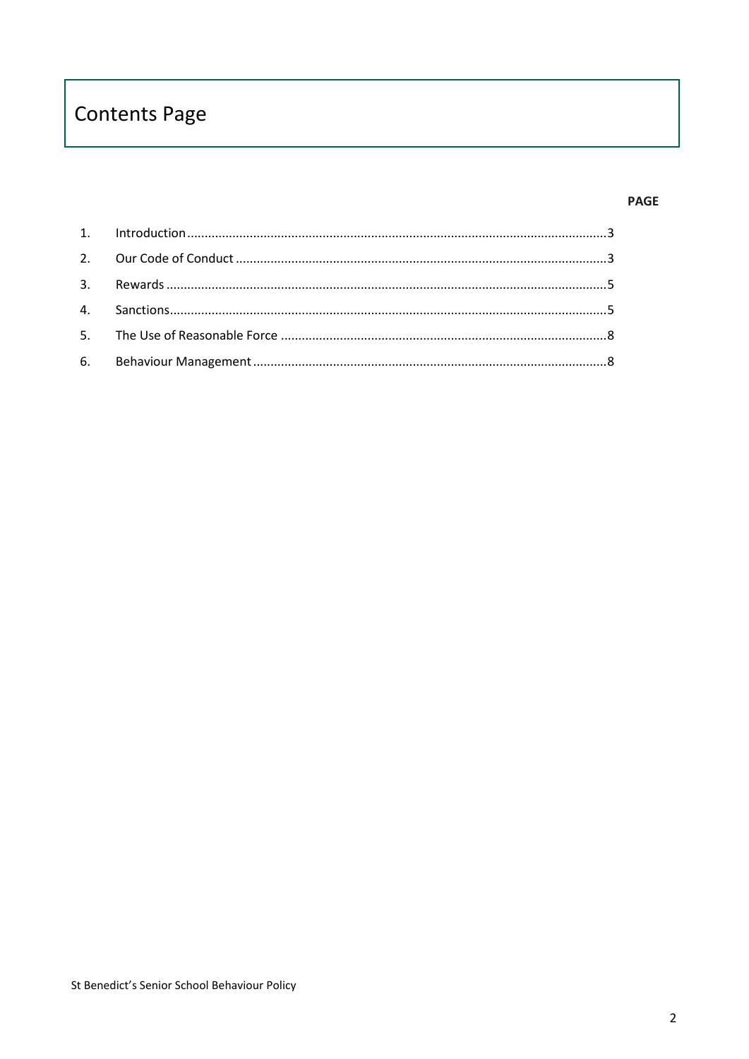# Contents Page

**PAGE**

1. Introduction ........................................................................................................3
2. Our Code of Conduct ..........................................................................................3
3. Rewards ..............................................................................................................5
4. Sanctions.............................................................................................................5
5. The Use of Reasonable Force .............................................................................8
6. Behaviour Management .....................................................................................8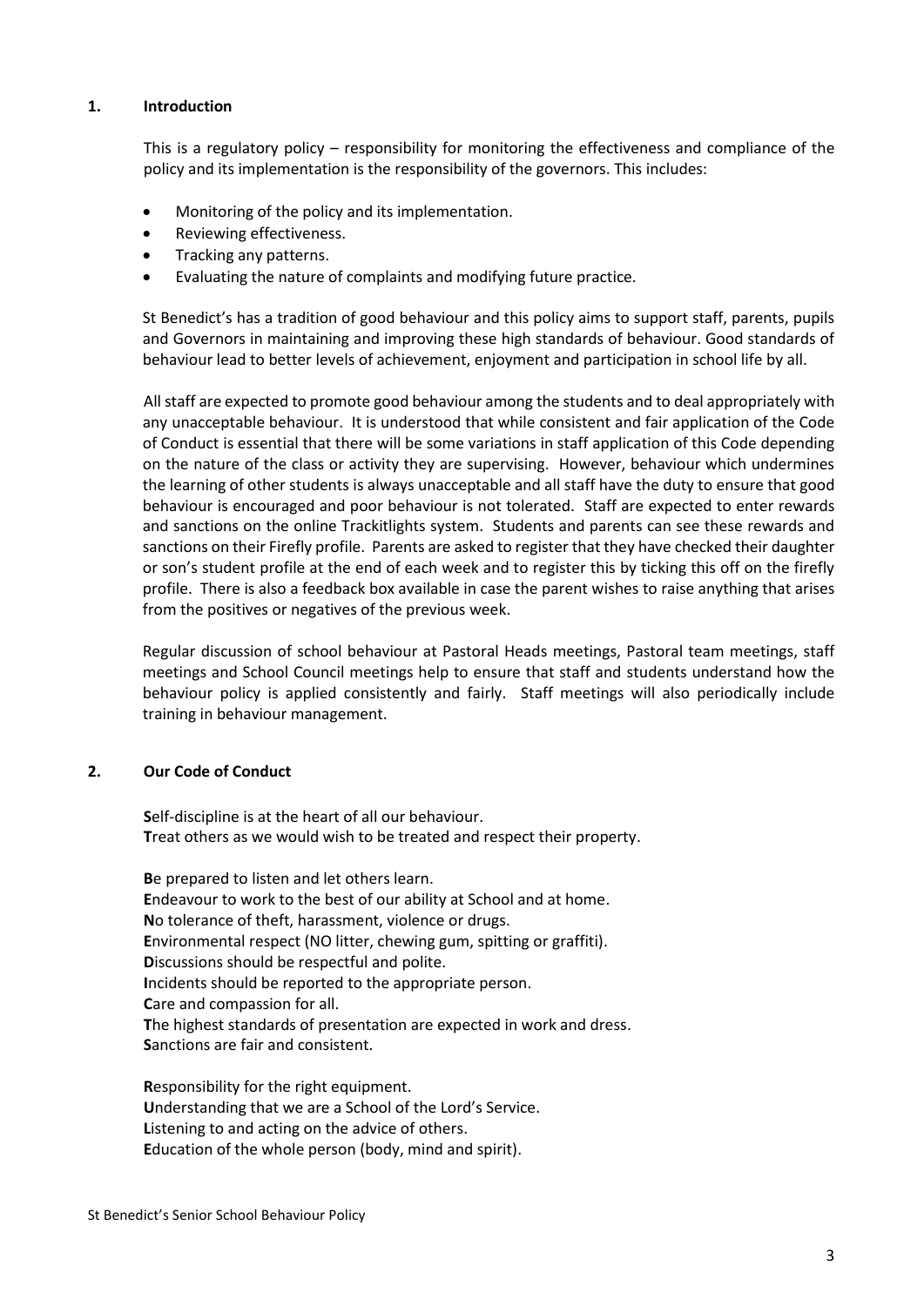## 1. Introduction

This is a regulatory policy – responsibility for monitoring the effectiveness and compliance of the policy and its implementation is the responsibility of the governors. This includes:

- Monitoring of the policy and its implementation.
- Reviewing effectiveness.
- Tracking any patterns.
- Evaluating the nature of complaints and modifying future practice.

St Benedict's has a tradition of good behaviour and this policy aims to support staff, parents, pupils and Governors in maintaining and improving these high standards of behaviour. Good standards of behaviour lead to better levels of achievement, enjoyment and participation in school life by all.

All staff are expected to promote good behaviour among the students and to deal appropriately with any unacceptable behaviour. It is understood that while consistent and fair application of the Code of Conduct is essential that there will be some variations in staff application of this Code depending on the nature of the class or activity they are supervising. However, behaviour which undermines the learning of other students is always unacceptable and all staff have the duty to ensure that good behaviour is encouraged and poor behaviour is not tolerated. Staff are expected to enter rewards and sanctions on the online Trackitlights system. Students and parents can see these rewards and sanctions on their Firefly profile. Parents are asked to register that they have checked their daughter or son's student profile at the end of each week and to register this by ticking this off on the firefly profile. There is also a feedback box available in case the parent wishes to raise anything that arises from the positives or negatives of the previous week.

Regular discussion of school behaviour at Pastoral Heads meetings, Pastoral team meetings, staff meetings and School Council meetings help to ensure that staff and students understand how the behaviour policy is applied consistently and fairly. Staff meetings will also periodically include training in behaviour management.

## 2. Our Code of Conduct

**S**elf-discipline is at the heart of all our behaviour.
**T**reat others as we would wish to be treated and respect their property.

**B**e prepared to listen and let others learn.
**E**ndeavour to work to the best of our ability at School and at home.
**N**o tolerance of theft, harassment, violence or drugs.
**E**nvironmental respect (NO litter, chewing gum, spitting or graffiti).
**D**iscussions should be respectful and polite.
**I**ncidents should be reported to the appropriate person.
**C**are and compassion for all.
**T**he highest standards of presentation are expected in work and dress.
**S**anctions are fair and consistent.

**R**esponsibility for the right equipment.
**U**nderstanding that we are a School of the Lord's Service.
**L**istening to and acting on the advice of others.
**E**ducation of the whole person (body, mind and spirit).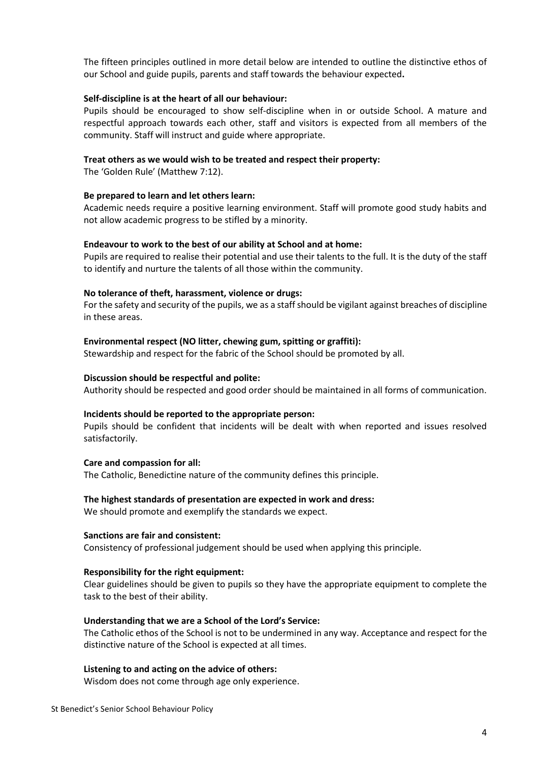The fifteen principles outlined in more detail below are intended to outline the distinctive ethos of our School and guide pupils, parents and staff towards the behaviour expected**.**

**Self-discipline is at the heart of all our behaviour:**
Pupils should be encouraged to show self-discipline when in or outside School. A mature and respectful approach towards each other, staff and visitors is expected from all members of the community. Staff will instruct and guide where appropriate.

**Treat others as we would wish to be treated and respect their property:**
The 'Golden Rule' (Matthew 7:12).

**Be prepared to learn and let others learn:**
Academic needs require a positive learning environment. Staff will promote good study habits and not allow academic progress to be stifled by a minority.

**Endeavour to work to the best of our ability at School and at home:**
Pupils are required to realise their potential and use their talents to the full. It is the duty of the staff to identify and nurture the talents of all those within the community.

**No tolerance of theft, harassment, violence or drugs:**
For the safety and security of the pupils, we as a staff should be vigilant against breaches of discipline in these areas.

**Environmental respect (NO litter, chewing gum, spitting or graffiti):**
Stewardship and respect for the fabric of the School should be promoted by all.

**Discussion should be respectful and polite:**
Authority should be respected and good order should be maintained in all forms of communication.

**Incidents should be reported to the appropriate person:**
Pupils should be confident that incidents will be dealt with when reported and issues resolved satisfactorily.

**Care and compassion for all:**
The Catholic, Benedictine nature of the community defines this principle.

**The highest standards of presentation are expected in work and dress:**
We should promote and exemplify the standards we expect.

**Sanctions are fair and consistent:**
Consistency of professional judgement should be used when applying this principle.

**Responsibility for the right equipment:**
Clear guidelines should be given to pupils so they have the appropriate equipment to complete the task to the best of their ability.

**Understanding that we are a School of the Lord's Service:**
The Catholic ethos of the School is not to be undermined in any way. Acceptance and respect for the distinctive nature of the School is expected at all times.

**Listening to and acting on the advice of others:**
Wisdom does not come through age only experience.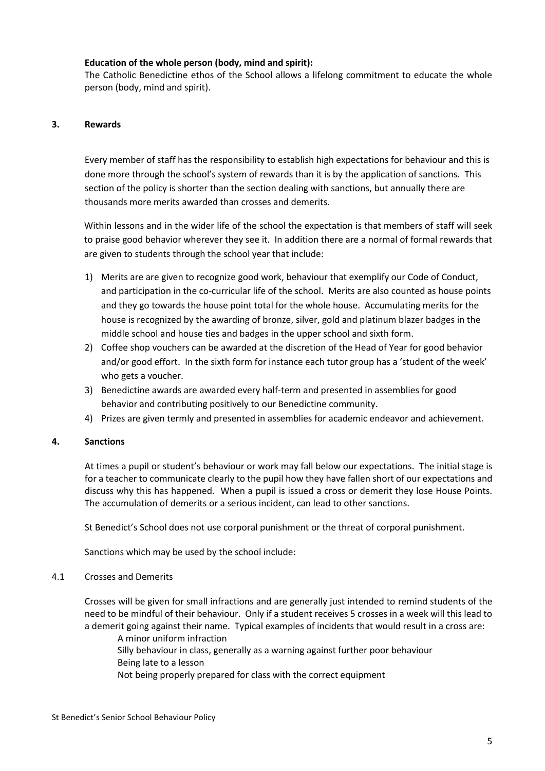**Education of the whole person (body, mind and spirit):**
The Catholic Benedictine ethos of the School allows a lifelong commitment to educate the whole person (body, mind and spirit).

## 3. Rewards

Every member of staff has the responsibility to establish high expectations for behaviour and this is done more through the school's system of rewards than it is by the application of sanctions. This section of the policy is shorter than the section dealing with sanctions, but annually there are thousands more merits awarded than crosses and demerits.

Within lessons and in the wider life of the school the expectation is that members of staff will seek to praise good behavior wherever they see it. In addition there are a normal of formal rewards that are given to students through the school year that include:

1) Merits are are given to recognize good work, behaviour that exemplify our Code of Conduct, and participation in the co-curricular life of the school. Merits are also counted as house points and they go towards the house point total for the whole house. Accumulating merits for the house is recognized by the awarding of bronze, silver, gold and platinum blazer badges in the middle school and house ties and badges in the upper school and sixth form.
2) Coffee shop vouchers can be awarded at the discretion of the Head of Year for good behavior and/or good effort. In the sixth form for instance each tutor group has a 'student of the week' who gets a voucher.
3) Benedictine awards are awarded every half-term and presented in assemblies for good behavior and contributing positively to our Benedictine community.
4) Prizes are given termly and presented in assemblies for academic endeavor and achievement.

## 4. Sanctions

At times a pupil or student's behaviour or work may fall below our expectations. The initial stage is for a teacher to communicate clearly to the pupil how they have fallen short of our expectations and discuss why this has happened. When a pupil is issued a cross or demerit they lose House Points. The accumulation of demerits or a serious incident, can lead to other sanctions.

St Benedict's School does not use corporal punishment or the threat of corporal punishment.

Sanctions which may be used by the school include:

### 4.1 Crosses and Demerits

Crosses will be given for small infractions and are generally just intended to remind students of the need to be mindful of their behaviour. Only if a student receives 5 crosses in a week will this lead to a demerit going against their name. Typical examples of incidents that would result in a cross are:

- A minor uniform infraction
- Silly behaviour in class, generally as a warning against further poor behaviour
- Being late to a lesson
- Not being properly prepared for class with the correct equipment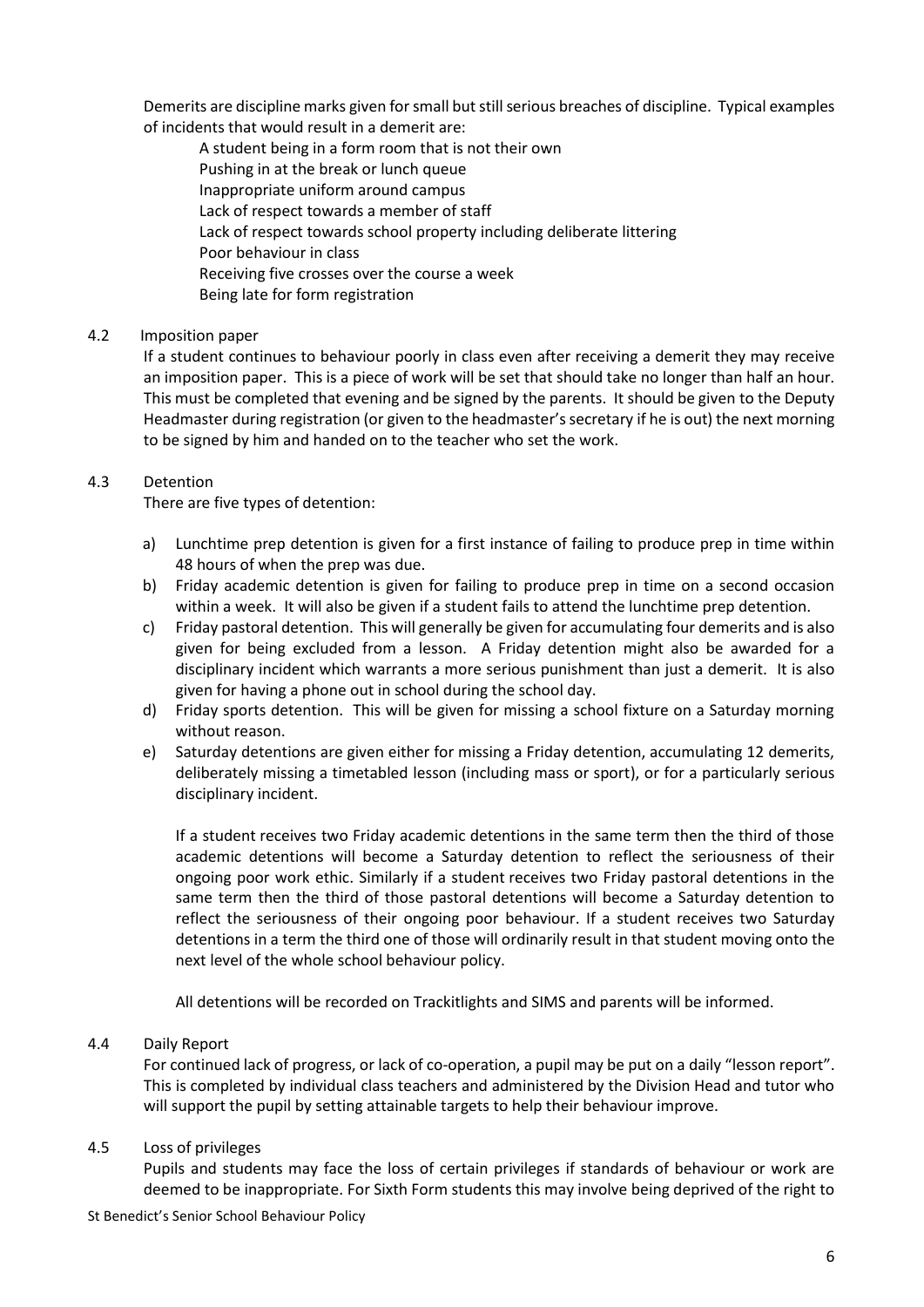Demerits are discipline marks given for small but still serious breaches of discipline. Typical examples of incidents that would result in a demerit are:

- A student being in a form room that is not their own
- Pushing in at the break or lunch queue
- Inappropriate uniform around campus
- Lack of respect towards a member of staff
- Lack of respect towards school property including deliberate littering
- Poor behaviour in class
- Receiving five crosses over the course a week
- Being late for form registration

### 4.2 Imposition paper

If a student continues to behaviour poorly in class even after receiving a demerit they may receive an imposition paper. This is a piece of work will be set that should take no longer than half an hour. This must be completed that evening and be signed by the parents. It should be given to the Deputy Headmaster during registration (or given to the headmaster's secretary if he is out) the next morning to be signed by him and handed on to the teacher who set the work.

### 4.3 Detention

There are five types of detention:

a) Lunchtime prep detention is given for a first instance of failing to produce prep in time within 48 hours of when the prep was due.

b) Friday academic detention is given for failing to produce prep in time on a second occasion within a week. It will also be given if a student fails to attend the lunchtime prep detention.

c) Friday pastoral detention. This will generally be given for accumulating four demerits and is also given for being excluded from a lesson. A Friday detention might also be awarded for a disciplinary incident which warrants a more serious punishment than just a demerit. It is also given for having a phone out in school during the school day.

d) Friday sports detention. This will be given for missing a school fixture on a Saturday morning without reason.

e) Saturday detentions are given either for missing a Friday detention, accumulating 12 demerits, deliberately missing a timetabled lesson (including mass or sport), or for a particularly serious disciplinary incident.

If a student receives two Friday academic detentions in the same term then the third of those academic detentions will become a Saturday detention to reflect the seriousness of their ongoing poor work ethic. Similarly if a student receives two Friday pastoral detentions in the same term then the third of those pastoral detentions will become a Saturday detention to reflect the seriousness of their ongoing poor behaviour. If a student receives two Saturday detentions in a term the third one of those will ordinarily result in that student moving onto the next level of the whole school behaviour policy.

All detentions will be recorded on Trackitlights and SIMS and parents will be informed.

### 4.4 Daily Report

For continued lack of progress, or lack of co-operation, a pupil may be put on a daily "lesson report". This is completed by individual class teachers and administered by the Division Head and tutor who will support the pupil by setting attainable targets to help their behaviour improve.

### 4.5 Loss of privileges

Pupils and students may face the loss of certain privileges if standards of behaviour or work are deemed to be inappropriate. For Sixth Form students this may involve being deprived of the right to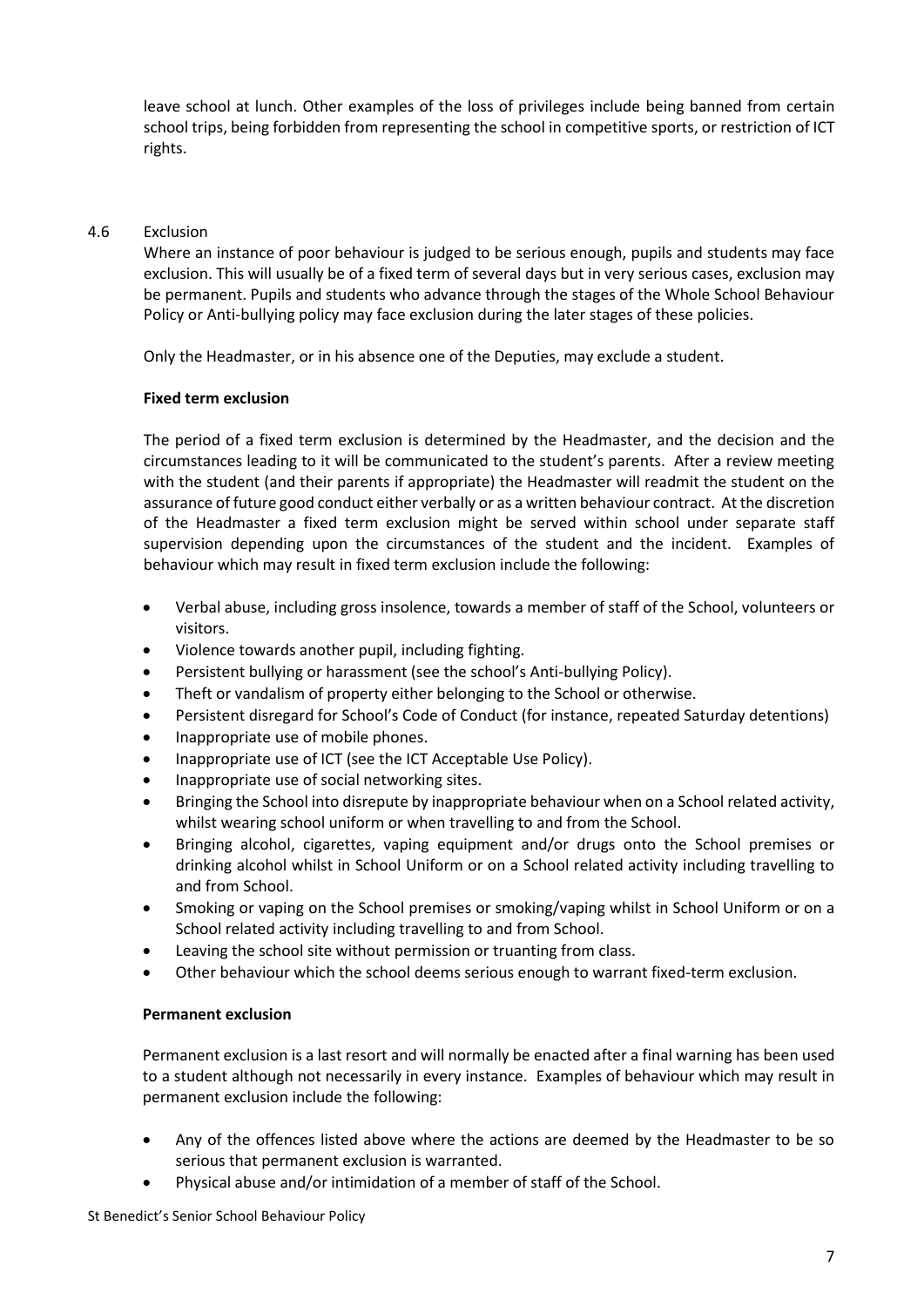leave school at lunch. Other examples of the loss of privileges include being banned from certain school trips, being forbidden from representing the school in competitive sports, or restriction of ICT rights.

## 4.6 Exclusion

Where an instance of poor behaviour is judged to be serious enough, pupils and students may face exclusion. This will usually be of a fixed term of several days but in very serious cases, exclusion may be permanent. Pupils and students who advance through the stages of the Whole School Behaviour Policy or Anti-bullying policy may face exclusion during the later stages of these policies.

Only the Headmaster, or in his absence one of the Deputies, may exclude a student.

**Fixed term exclusion**

The period of a fixed term exclusion is determined by the Headmaster, and the decision and the circumstances leading to it will be communicated to the student's parents. After a review meeting with the student (and their parents if appropriate) the Headmaster will readmit the student on the assurance of future good conduct either verbally or as a written behaviour contract. At the discretion of the Headmaster a fixed term exclusion might be served within school under separate staff supervision depending upon the circumstances of the student and the incident. Examples of behaviour which may result in fixed term exclusion include the following:

- Verbal abuse, including gross insolence, towards a member of staff of the School, volunteers or visitors.
- Violence towards another pupil, including fighting.
- Persistent bullying or harassment (see the school's Anti-bullying Policy).
- Theft or vandalism of property either belonging to the School or otherwise.
- Persistent disregard for School's Code of Conduct (for instance, repeated Saturday detentions)
- Inappropriate use of mobile phones.
- Inappropriate use of ICT (see the ICT Acceptable Use Policy).
- Inappropriate use of social networking sites.
- Bringing the School into disrepute by inappropriate behaviour when on a School related activity, whilst wearing school uniform or when travelling to and from the School.
- Bringing alcohol, cigarettes, vaping equipment and/or drugs onto the School premises or drinking alcohol whilst in School Uniform or on a School related activity including travelling to and from School.
- Smoking or vaping on the School premises or smoking/vaping whilst in School Uniform or on a School related activity including travelling to and from School.
- Leaving the school site without permission or truanting from class.
- Other behaviour which the school deems serious enough to warrant fixed-term exclusion.

**Permanent exclusion**

Permanent exclusion is a last resort and will normally be enacted after a final warning has been used to a student although not necessarily in every instance. Examples of behaviour which may result in permanent exclusion include the following:

- Any of the offences listed above where the actions are deemed by the Headmaster to be so serious that permanent exclusion is warranted.
- Physical abuse and/or intimidation of a member of staff of the School.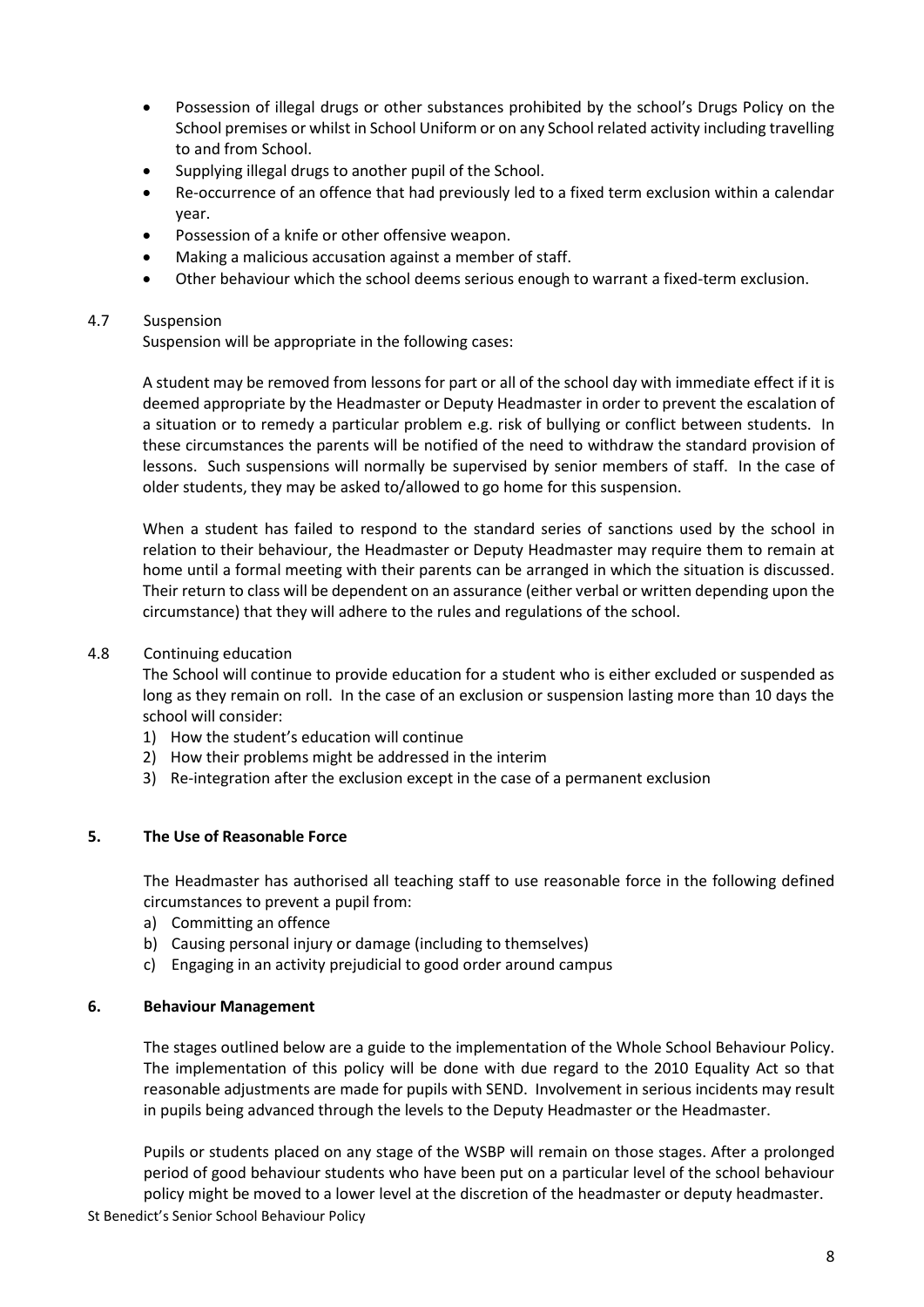- Possession of illegal drugs or other substances prohibited by the school's Drugs Policy on the School premises or whilst in School Uniform or on any School related activity including travelling to and from School.
- Supplying illegal drugs to another pupil of the School.
- Re-occurrence of an offence that had previously led to a fixed term exclusion within a calendar year.
- Possession of a knife or other offensive weapon.
- Making a malicious accusation against a member of staff.
- Other behaviour which the school deems serious enough to warrant a fixed-term exclusion.

### 4.7 Suspension

Suspension will be appropriate in the following cases:

A student may be removed from lessons for part or all of the school day with immediate effect if it is deemed appropriate by the Headmaster or Deputy Headmaster in order to prevent the escalation of a situation or to remedy a particular problem e.g. risk of bullying or conflict between students. In these circumstances the parents will be notified of the need to withdraw the standard provision of lessons. Such suspensions will normally be supervised by senior members of staff. In the case of older students, they may be asked to/allowed to go home for this suspension.

When a student has failed to respond to the standard series of sanctions used by the school in relation to their behaviour, the Headmaster or Deputy Headmaster may require them to remain at home until a formal meeting with their parents can be arranged in which the situation is discussed. Their return to class will be dependent on an assurance (either verbal or written depending upon the circumstance) that they will adhere to the rules and regulations of the school.

### 4.8 Continuing education

The School will continue to provide education for a student who is either excluded or suspended as long as they remain on roll. In the case of an exclusion or suspension lasting more than 10 days the school will consider:

1) How the student's education will continue
2) How their problems might be addressed in the interim
3) Re-integration after the exclusion except in the case of a permanent exclusion

## 5. The Use of Reasonable Force

The Headmaster has authorised all teaching staff to use reasonable force in the following defined circumstances to prevent a pupil from:

a) Committing an offence
b) Causing personal injury or damage (including to themselves)
c) Engaging in an activity prejudicial to good order around campus

## 6. Behaviour Management

The stages outlined below are a guide to the implementation of the Whole School Behaviour Policy. The implementation of this policy will be done with due regard to the 2010 Equality Act so that reasonable adjustments are made for pupils with SEND. Involvement in serious incidents may result in pupils being advanced through the levels to the Deputy Headmaster or the Headmaster.

Pupils or students placed on any stage of the WSBP will remain on those stages. After a prolonged period of good behaviour students who have been put on a particular level of the school behaviour policy might be moved to a lower level at the discretion of the headmaster or deputy headmaster.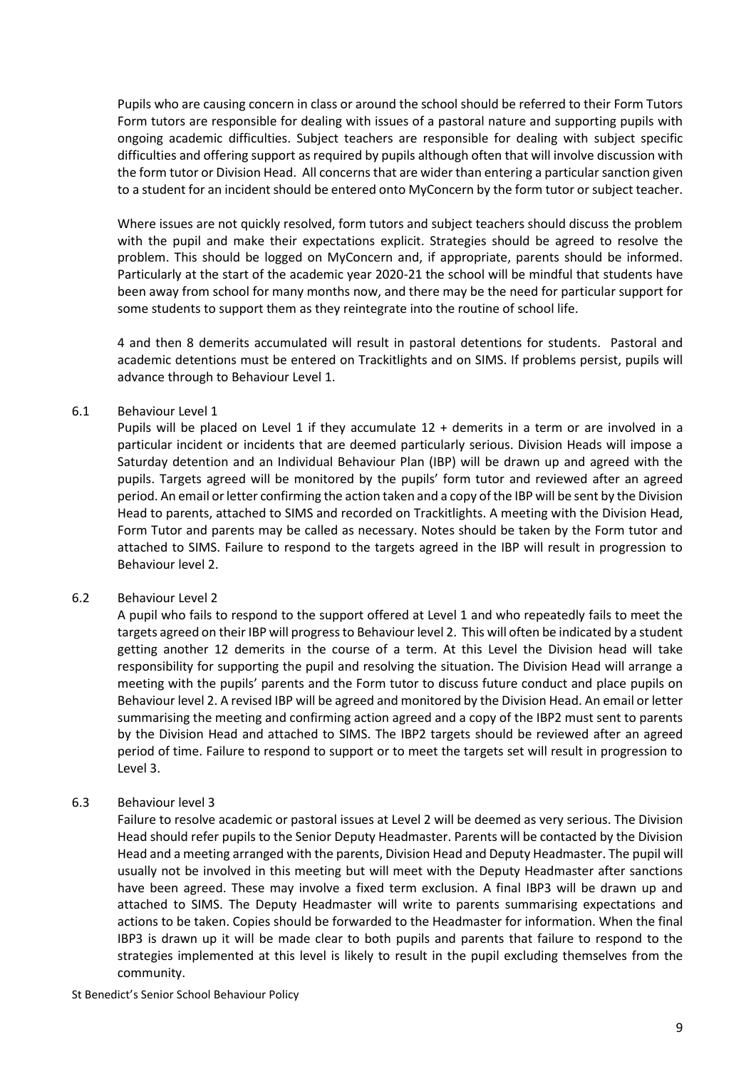Pupils who are causing concern in class or around the school should be referred to their Form Tutors Form tutors are responsible for dealing with issues of a pastoral nature and supporting pupils with ongoing academic difficulties. Subject teachers are responsible for dealing with subject specific difficulties and offering support as required by pupils although often that will involve discussion with the form tutor or Division Head. All concerns that are wider than entering a particular sanction given to a student for an incident should be entered onto MyConcern by the form tutor or subject teacher.

Where issues are not quickly resolved, form tutors and subject teachers should discuss the problem with the pupil and make their expectations explicit. Strategies should be agreed to resolve the problem. This should be logged on MyConcern and, if appropriate, parents should be informed. Particularly at the start of the academic year 2020-21 the school will be mindful that students have been away from school for many months now, and there may be the need for particular support for some students to support them as they reintegrate into the routine of school life.

4 and then 8 demerits accumulated will result in pastoral detentions for students. Pastoral and academic detentions must be entered on Trackitlights and on SIMS. If problems persist, pupils will advance through to Behaviour Level 1.

### 6.1 Behaviour Level 1

Pupils will be placed on Level 1 if they accumulate 12 + demerits in a term or are involved in a particular incident or incidents that are deemed particularly serious. Division Heads will impose a Saturday detention and an Individual Behaviour Plan (IBP) will be drawn up and agreed with the pupils. Targets agreed will be monitored by the pupils' form tutor and reviewed after an agreed period. An email or letter confirming the action taken and a copy of the IBP will be sent by the Division Head to parents, attached to SIMS and recorded on Trackitlights. A meeting with the Division Head, Form Tutor and parents may be called as necessary. Notes should be taken by the Form tutor and attached to SIMS. Failure to respond to the targets agreed in the IBP will result in progression to Behaviour level 2.

### 6.2 Behaviour Level 2

A pupil who fails to respond to the support offered at Level 1 and who repeatedly fails to meet the targets agreed on their IBP will progress to Behaviour level 2. This will often be indicated by a student getting another 12 demerits in the course of a term. At this Level the Division head will take responsibility for supporting the pupil and resolving the situation. The Division Head will arrange a meeting with the pupils' parents and the Form tutor to discuss future conduct and place pupils on Behaviour level 2. A revised IBP will be agreed and monitored by the Division Head. An email or letter summarising the meeting and confirming action agreed and a copy of the IBP2 must sent to parents by the Division Head and attached to SIMS. The IBP2 targets should be reviewed after an agreed period of time. Failure to respond to support or to meet the targets set will result in progression to Level 3.

### 6.3 Behaviour level 3

Failure to resolve academic or pastoral issues at Level 2 will be deemed as very serious. The Division Head should refer pupils to the Senior Deputy Headmaster. Parents will be contacted by the Division Head and a meeting arranged with the parents, Division Head and Deputy Headmaster. The pupil will usually not be involved in this meeting but will meet with the Deputy Headmaster after sanctions have been agreed. These may involve a fixed term exclusion. A final IBP3 will be drawn up and attached to SIMS. The Deputy Headmaster will write to parents summarising expectations and actions to be taken. Copies should be forwarded to the Headmaster for information. When the final IBP3 is drawn up it will be made clear to both pupils and parents that failure to respond to the strategies implemented at this level is likely to result in the pupil excluding themselves from the community.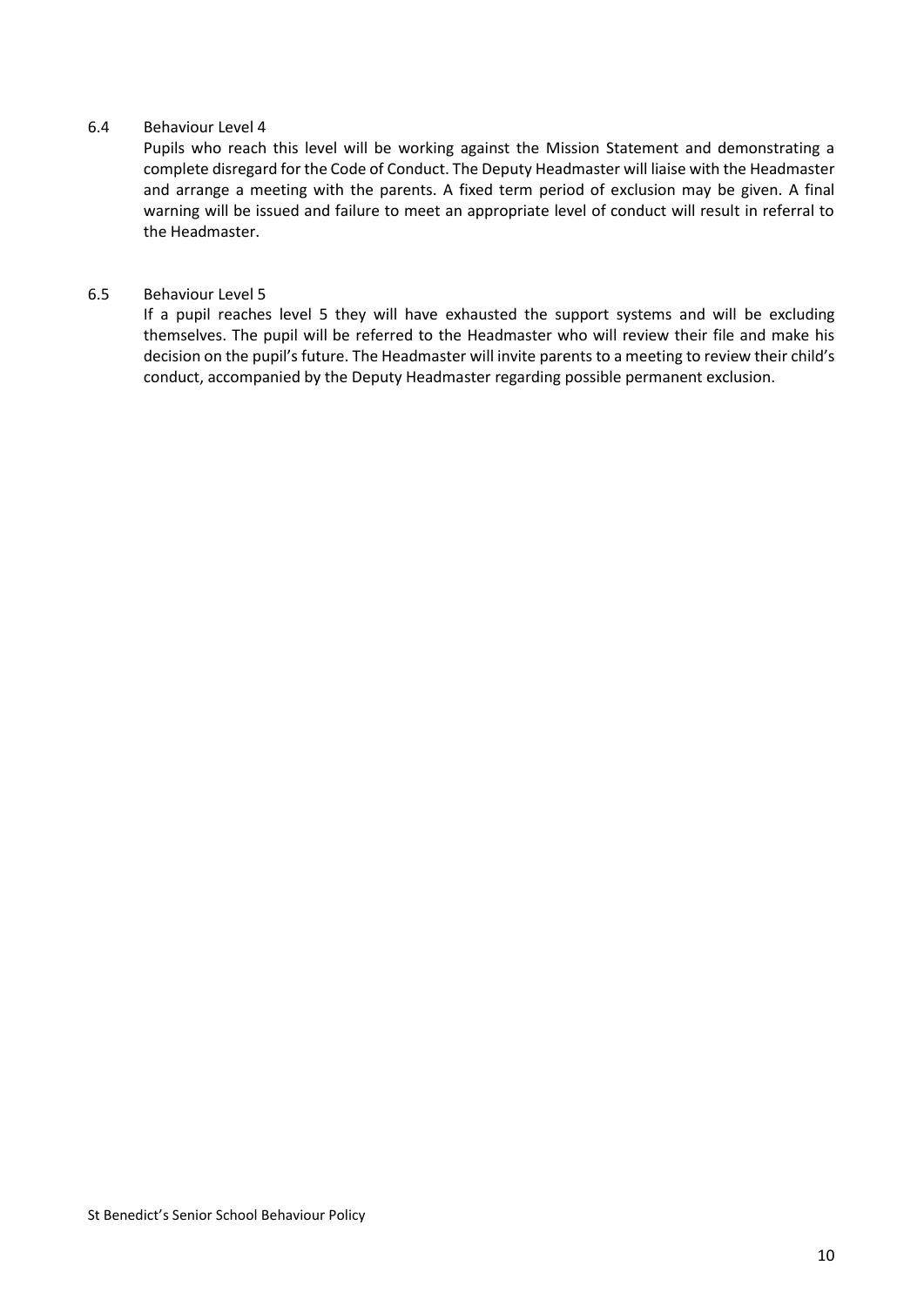### 6.4 Behaviour Level 4

Pupils who reach this level will be working against the Mission Statement and demonstrating a complete disregard for the Code of Conduct. The Deputy Headmaster will liaise with the Headmaster and arrange a meeting with the parents. A fixed term period of exclusion may be given. A final warning will be issued and failure to meet an appropriate level of conduct will result in referral to the Headmaster.

### 6.5 Behaviour Level 5

If a pupil reaches level 5 they will have exhausted the support systems and will be excluding themselves. The pupil will be referred to the Headmaster who will review their file and make his decision on the pupil's future. The Headmaster will invite parents to a meeting to review their child's conduct, accompanied by the Deputy Headmaster regarding possible permanent exclusion.